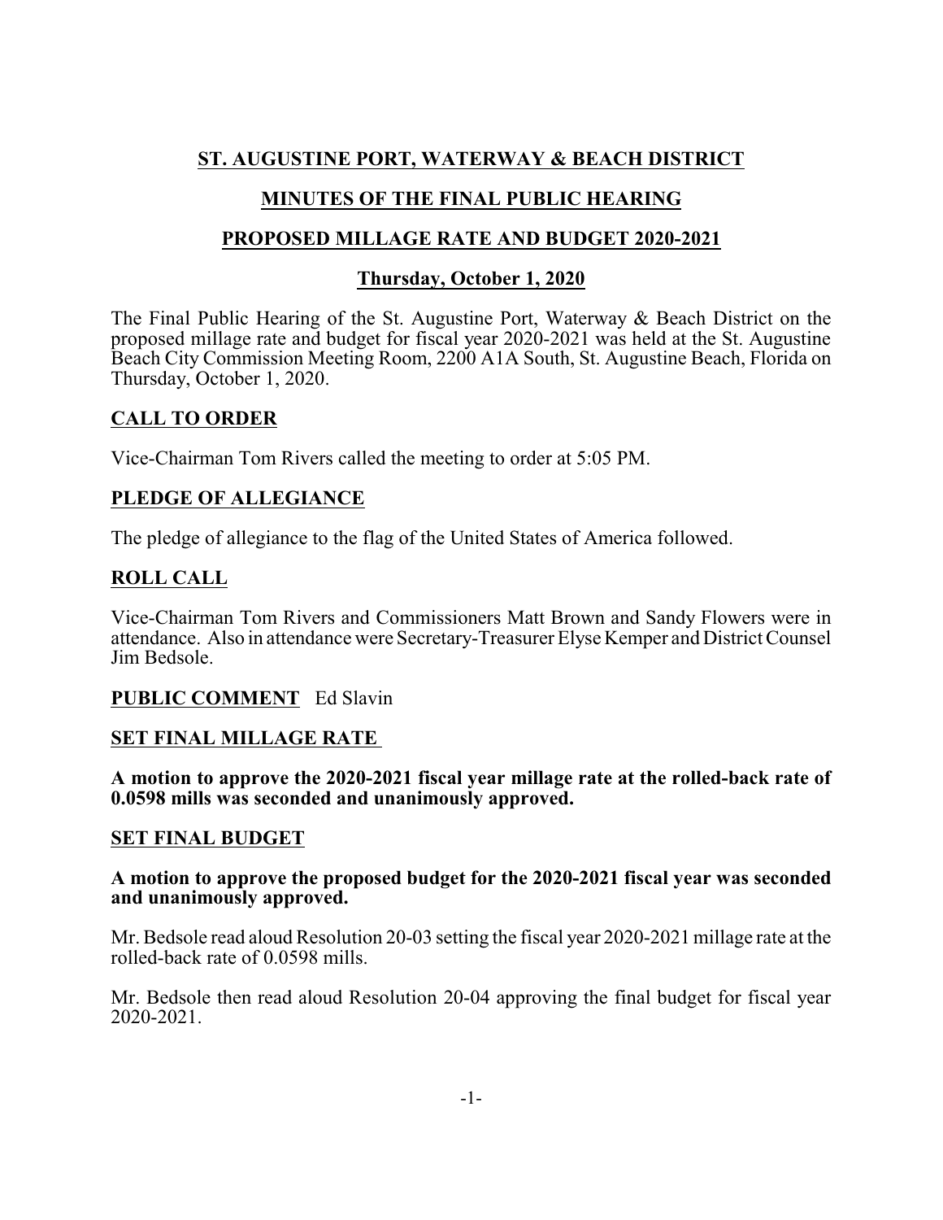# ST. AUGUSTINE PORT, WATERWAY & BEACH DISTRICT

## MINUTES OF THE FINAL PUBLIC HEARING

## PROPOSED MILLAGE RATE AND BUDGET 2020-2021

### Thursday, October 1, 2020

The Final Public Hearing of the St. Augustine Port, Waterway & Beach District on the proposed millage rate and budget for fiscal year 2020-2021 was held at the St. Augustine Beach City Commission Meeting Room, 2200 A1A South, St. Augustine Beach, Florida on Thursday, October 1, 2020.

### CALL TO ORDER

Vice-Chairman Tom Rivers called the meeting to order at 5:05 PM.

### PLEDGE OF ALLEGIANCE

The pledge of allegiance to the flag of the United States of America followed.

### ROLL CALL

Vice-Chairman Tom Rivers and Commissioners Matt Brown and Sandy Flowers were in attendance. Also in attendance were Secretary-Treasurer Elyse Kemper and District Counsel Jim Bedsole.

**PUBLIC COMMENT** Ed Slavin

### SET FINAL MILLAGE RATE

**A motion to approve the 2020-2021 fiscal year millage rate at the rolled-back rate of 0.0598 mills was seconded and unanimously approved.**

### SET FINAL BUDGET

**A motion to approve the proposed budget for the 2020-2021 fiscal year was seconded and unanimously approved.**

Mr. Bedsole read aloud Resolution 20-03 setting the fiscal year 2020-2021 millage rate at the rolled-back rate of 0.0598 mills.

Mr. Bedsole then read aloud Resolution 20-04 approving the final budget for fiscal year 2020-2021.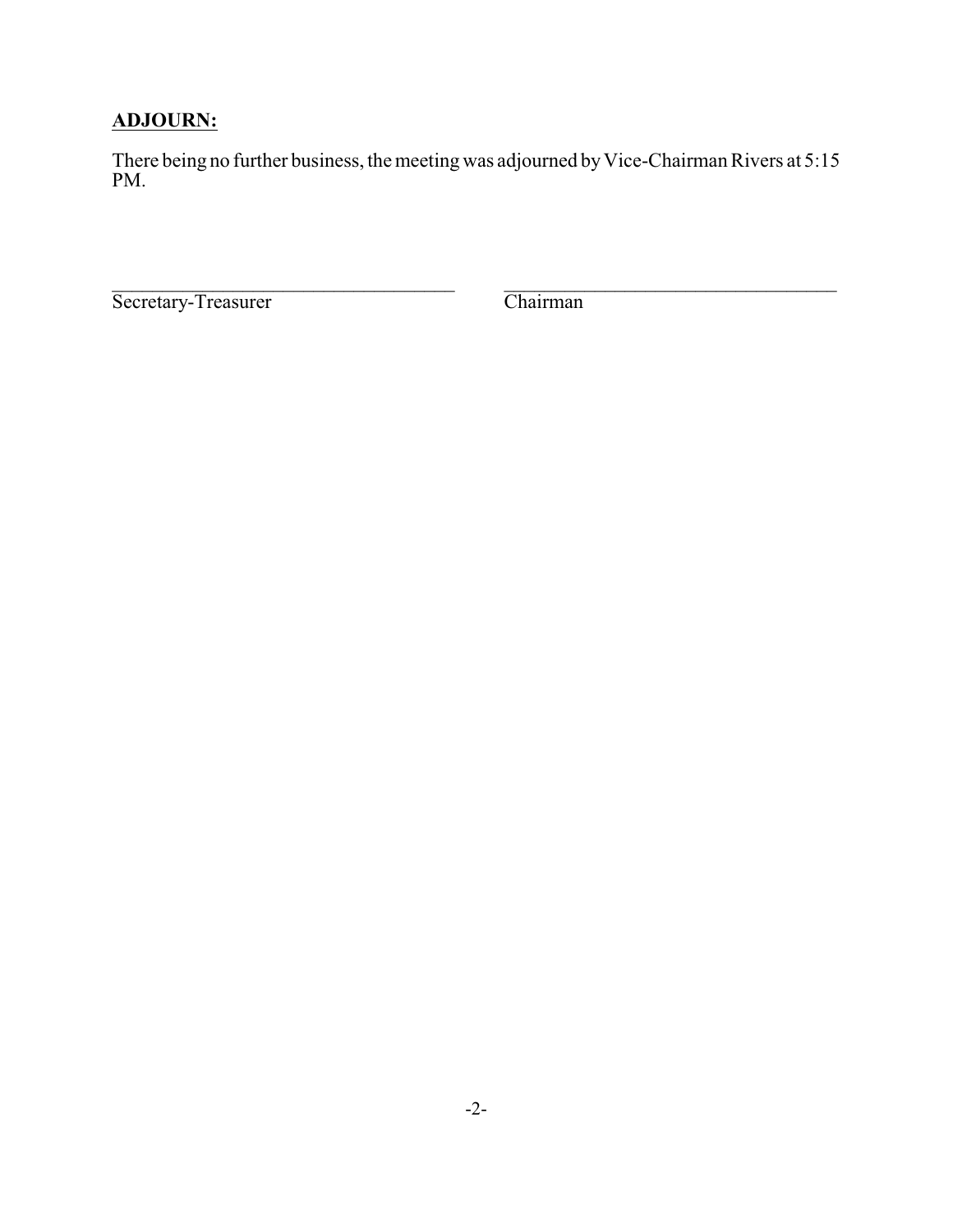**ADJOURN:**

There being no further business, the meeting was adjourned by Vice-Chairman Rivers at 5:15 PM.

\_\_\_\_\_\_\_\_\_\_\_\_\_\_\_\_\_\_\_\_\_\_\_\_\_\_\_\_\_\_\_\_\_\_\_\_
Secretary-Treasurer

\_\_\_\_\_\_\_\_\_\_\_\_\_\_\_\_\_\_\_\_\_\_\_\_\_\_\_\_\_\_\_\_\_\_\_\_
Chairman